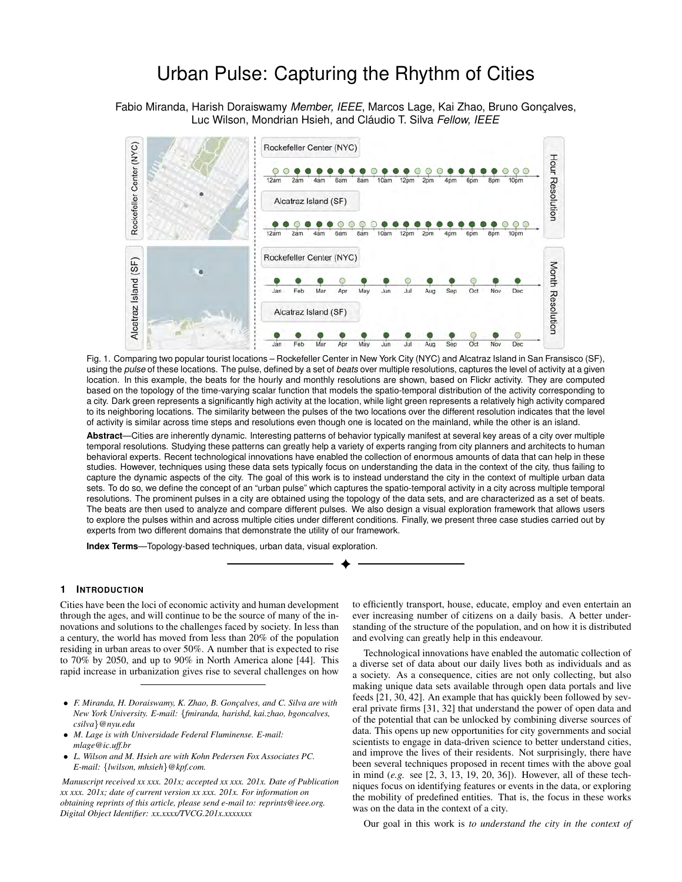# Urban Pulse: Capturing the Rhythm of Cities

Fabio Miranda, Harish Doraiswamy *Member, IEEE*, Marcos Lage, Kai Zhao, Bruno Gonçalves, Luc Wilson, Mondrian Hsieh, and Cláudio T. Silva *Fellow, IEEE*

Rockefeller Center (NYC)

Alcatraz Island (SF)

Hour Resolution

12am 2am 4am 6am 8am 10am 12pm 2pm 4pm 6pm 8pm 10pm

Month Resolution

Jan Feb Mar Apr May Jun Jul Aug Sep Oct Nov Dec

Fig. 1. Comparing two popular tourist locations – Rockefeller Center in New York City (NYC) and Alcatraz Island in San Fransisco (SF), using the *pulse* of these locations. The pulse, defined by a set of *beats* over multiple resolutions, captures the level of activity at a given location. In this example, the beats for the hourly and monthly resolutions are shown, based on Flickr activity. They are computed based on the topology of the time-varying scalar function that models the spatio-temporal distribution of the activity corresponding to a city. Dark green represents a significantly high activity at the location, while light green represents a relatively high activity compared to its neighboring locations. The similarity between the pulses of the two locations over the different resolution indicates that the level of activity is similar across time steps and resolutions even though one is located on the mainland, while the other is an island.

**Abstract**—Cities are inherently dynamic. Interesting patterns of behavior typically manifest at several key areas of a city over multiple temporal resolutions. Studying these patterns can greatly help a variety of experts ranging from city planners and architects to human behavioral experts. Recent technological innovations have enabled the collection of enormous amounts of data that can help in these studies. However, techniques using these data sets typically focus on understanding the data in the context of the city, thus failing to capture the dynamic aspects of the city. The goal of this work is to instead understand the city in the context of multiple urban data sets. To do so, we define the concept of an "urban pulse" which captures the spatio-temporal activity in a city across multiple temporal resolutions. The prominent pulses in a city are obtained using the topology of the data sets, and are characterized as a set of beats. The beats are then used to analyze and compare different pulses. We also design a visual exploration framework that allows users to explore the pulses within and across multiple cities under different conditions. Finally, we present three case studies carried out by experts from two different domains that demonstrate the utility of our framework.

**Index Terms**—Topology-based techniques, urban data, visual exploration.

## 1 Introduction

Cities have been the loci of economic activity and human development through the ages, and will continue to be the source of many of the innovations and solutions to the challenges faced by society. In less than a century, the world has moved from less than 20% of the population residing in urban areas to over 50%. A number that is expected to rise to 70% by 2050, and up to 90% in North America alone [44]. This rapid increase in urbanization gives rise to several challenges on how to efficiently transport, house, educate, employ and even entertain an ever increasing number of citizens on a daily basis. A better understanding of the structure of the population, and on how it is distributed and evolving can greatly help in this endeavour.

Technological innovations have enabled the automatic collection of a diverse set of data about our daily lives both as individuals and as a society. As a consequence, cities are not only collecting, but also making unique data sets available through open data portals and live feeds [21, 30, 42]. An example that has quickly been followed by several private firms [31, 32] that understand the power of open data and of the potential that can be unlocked by combining diverse sources of data. This opens up new opportunities for city governments and social scientists to engage in data-driven science to better understand cities, and improve the lives of their residents. Not surprisingly, there have been several techniques proposed in recent times with the above goal in mind (*e.g.* see [2, 3, 13, 19, 20, 36]). However, all of these techniques focus on identifying features or events in the data, or exploring the mobility of predefined entities. That is, the focus in these works was on the data in the context of a city.

Our goal in this work is *to understand the city in the context of*

- *F. Miranda, H. Doraiswamy, K. Zhao, B. Gonçalves, and C. Silva are with New York University. E-mail: {fmiranda, harishd, kai.zhao, bgoncalves, csilva}@nyu.edu*
- *M. Lage is with Universidade Federal Fluminense. E-mail: mlage@ic.uff.br*
- *L. Wilson and M. Hsieh are with Kohn Pedersen Fox Associates PC. E-mail: {lwilson, mhsieh}@kpf.com.*

*Manuscript received xx xxx. 201x; accepted xx xxx. 201x. Date of Publication xx xxx. 201x; date of current version xx xxx. 201x. For information on obtaining reprints of this article, please send e-mail to: reprints@ieee.org. Digital Object Identifier: xx.xxxx/TVCG.201x.xxxxxxx*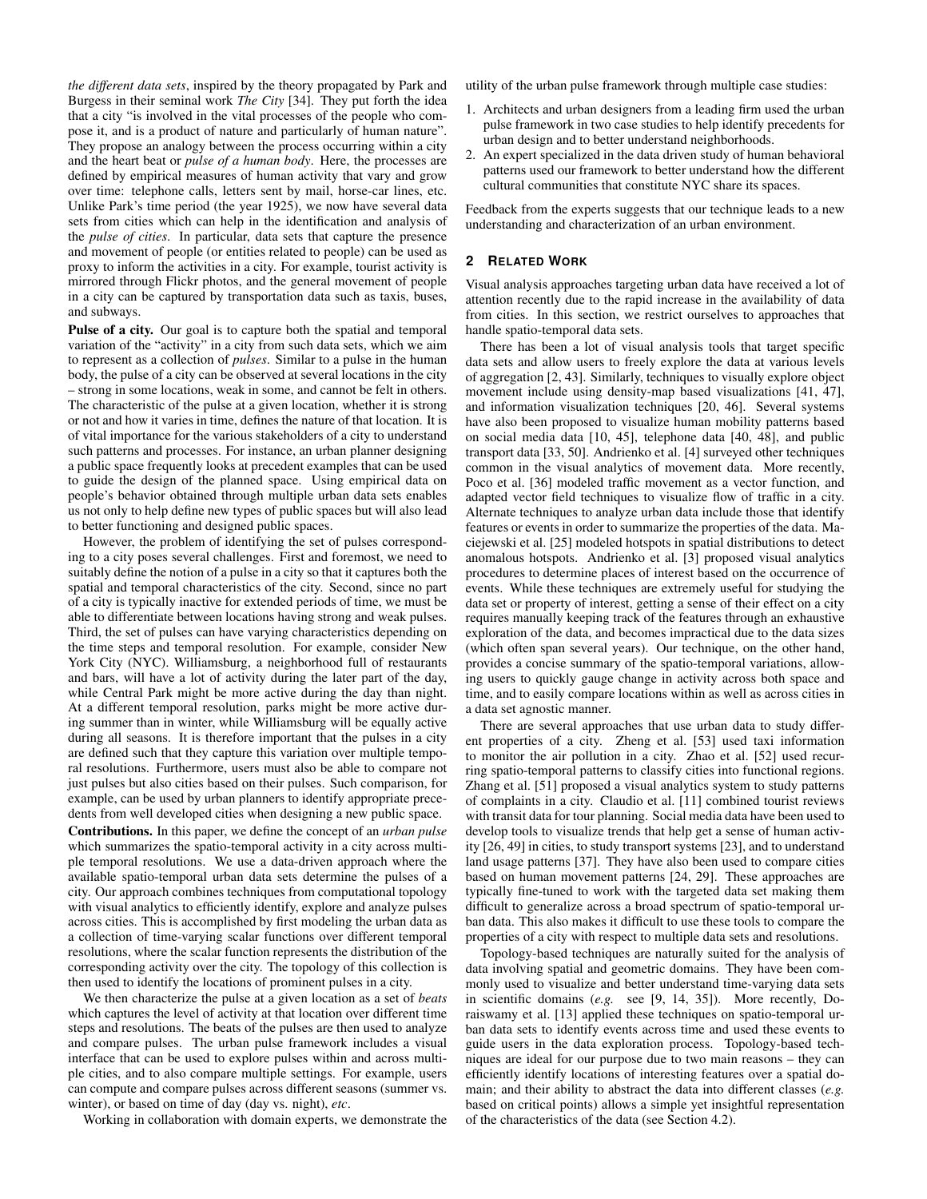*the different data sets*, inspired by the theory propagated by Park and Burgess in their seminal work *The City* [34]. They put forth the idea that a city "is involved in the vital processes of the people who compose it, and is a product of nature and particularly of human nature". They propose an analogy between the process occurring within a city and the heart beat or *pulse of a human body*. Here, the processes are defined by empirical measures of human activity that vary and grow over time: telephone calls, letters sent by mail, horse-car lines, etc. Unlike Park's time period (the year 1925), we now have several data sets from cities which can help in the identification and analysis of the *pulse of cities*. In particular, data sets that capture the presence and movement of people (or entities related to people) can be used as proxy to inform the activities in a city. For example, tourist activity is mirrored through Flickr photos, and the general movement of people in a city can be captured by transportation data such as taxis, buses, and subways.

**Pulse of a city.** Our goal is to capture both the spatial and temporal variation of the "activity" in a city from such data sets, which we aim to represent as a collection of *pulses*. Similar to a pulse in the human body, the pulse of a city can be observed at several locations in the city – strong in some locations, weak in some, and cannot be felt in others. The characteristic of the pulse at a given location, whether it is strong or not and how it varies in time, defines the nature of that location. It is of vital importance for the various stakeholders of a city to understand such patterns and processes. For instance, an urban planner designing a public space frequently looks at precedent examples that can be used to guide the design of the planned space. Using empirical data on people's behavior obtained through multiple urban data sets enables us not only to help define new types of public spaces but will also lead to better functioning and designed public spaces.

However, the problem of identifying the set of pulses corresponding to a city poses several challenges. First and foremost, we need to suitably define the notion of a pulse in a city so that it captures both the spatial and temporal characteristics of the city. Second, since no part of a city is typically inactive for extended periods of time, we must be able to differentiate between locations having strong and weak pulses. Third, the set of pulses can have varying characteristics depending on the time steps and temporal resolution. For example, consider New York City (NYC). Williamsburg, a neighborhood full of restaurants and bars, will have a lot of activity during the later part of the day, while Central Park might be more active during the day than night. At a different temporal resolution, parks might be more active during summer than in winter, while Williamsburg will be equally active during all seasons. It is therefore important that the pulses in a city are defined such that they capture this variation over multiple temporal resolutions. Furthermore, users must also be able to compare not just pulses but also cities based on their pulses. Such comparison, for example, can be used by urban planners to identify appropriate precedents from well developed cities when designing a new public space.

**Contributions.** In this paper, we define the concept of an *urban pulse* which summarizes the spatio-temporal activity in a city across multiple temporal resolutions. We use a data-driven approach where the available spatio-temporal urban data sets determine the pulses of a city. Our approach combines techniques from computational topology with visual analytics to efficiently identify, explore and analyze pulses across cities. This is accomplished by first modeling the urban data as a collection of time-varying scalar functions over different temporal resolutions, where the scalar function represents the distribution of the corresponding activity over the city. The topology of this collection is then used to identify the locations of prominent pulses in a city.

We then characterize the pulse at a given location as a set of *beats* which captures the level of activity at that location over different time steps and resolutions. The beats of the pulses are then used to analyze and compare pulses. The urban pulse framework includes a visual interface that can be used to explore pulses within and across multiple cities, and to also compare multiple settings. For example, users can compute and compare pulses across different seasons (summer vs. winter), or based on time of day (day vs. night), *etc*.

Working in collaboration with domain experts, we demonstrate the utility of the urban pulse framework through multiple case studies:

1. Architects and urban designers from a leading firm used the urban pulse framework in two case studies to help identify precedents for urban design and to better understand neighborhoods.
2. An expert specialized in the data driven study of human behavioral patterns used our framework to better understand how the different cultural communities that constitute NYC share its spaces.

Feedback from the experts suggests that our technique leads to a new understanding and characterization of an urban environment.

## 2 Related Work

Visual analysis approaches targeting urban data have received a lot of attention recently due to the rapid increase in the availability of data from cities. In this section, we restrict ourselves to approaches that handle spatio-temporal data sets.

There has been a lot of visual analysis tools that target specific data sets and allow users to freely explore the data at various levels of aggregation [2, 43]. Similarly, techniques to visually explore object movement include using density-map based visualizations [41, 47], and information visualization techniques [20, 46]. Several systems have also been proposed to visualize human mobility patterns based on social media data [10, 45], telephone data [40, 48], and public transport data [33, 50]. Andrienko et al. [4] surveyed other techniques common in the visual analytics of movement data. More recently, Poco et al. [36] modeled traffic movement as a vector function, and adapted vector field techniques to visualize flow of traffic in a city. Alternate techniques to analyze urban data include those that identify features or events in order to summarize the properties of the data. Maciejewski et al. [25] modeled hotspots in spatial distributions to detect anomalous hotspots. Andrienko et al. [3] proposed visual analytics procedures to determine places of interest based on the occurrence of events. While these techniques are extremely useful for studying the data set or property of interest, getting a sense of their effect on a city requires manually keeping track of the features through an exhaustive exploration of the data, and becomes impractical due to the data sizes (which often span several years). Our technique, on the other hand, provides a concise summary of the spatio-temporal variations, allowing users to quickly gauge change in activity across both space and time, and to easily compare locations within as well as across cities in a data set agnostic manner.

There are several approaches that use urban data to study different properties of a city. Zheng et al. [53] used taxi information to monitor the air pollution in a city. Zhao et al. [52] used recurring spatio-temporal patterns to classify cities into functional regions. Zhang et al. [51] proposed a visual analytics system to study patterns of complaints in a city. Claudio et al. [11] combined tourist reviews with transit data for tour planning. Social media data have been used to develop tools to visualize trends that help get a sense of human activity [26, 49] in cities, to study transport systems [23], and to understand land usage patterns [37]. They have also been used to compare cities based on human movement patterns [24, 29]. These approaches are typically fine-tuned to work with the targeted data set making them difficult to generalize across a broad spectrum of spatio-temporal urban data. This also makes it difficult to use these tools to compare the properties of a city with respect to multiple data sets and resolutions.

Topology-based techniques are naturally suited for the analysis of data involving spatial and geometric domains. They have been commonly used to visualize and better understand time-varying data sets in scientific domains (*e.g.* see [9, 14, 35]). More recently, Doraiswamy et al. [13] applied these techniques on spatio-temporal urban data sets to identify events across time and used these events to guide users in the data exploration process. Topology-based techniques are ideal for our purpose due to two main reasons – they can efficiently identify locations of interesting features over a spatial domain; and their ability to abstract the data into different classes (*e.g.* based on critical points) allows a simple yet insightful representation of the characteristics of the data (see Section 4.2).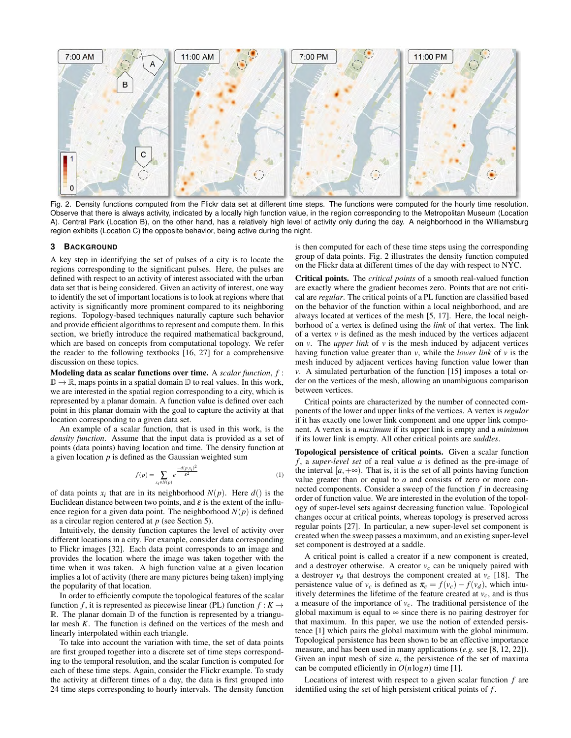7:00 AM

11:00 AM

7:00 PM

11:00 PM

A

B

C

1

0

Fig. 2. Density functions computed from the Flickr data set at different time steps. The functions were computed for the hourly time resolution. Observe that there is always activity, indicated by a locally high function value, in the region corresponding to the Metropolitan Museum (Location A). Central Park (Location B), on the other hand, has a relatively high level of activity only during the day. A neighborhood in the Williamsburg region exhibits (Location C) the opposite behavior, being active during the night.

## 3 Background

A key step in identifying the set of pulses of a city is to locate the regions corresponding to the significant pulses. Here, the pulses are defined with respect to an activity of interest associated with the urban data set that is being considered. Given an activity of interest, one way to identify the set of important locations is to look at regions where that activity is significantly more prominent compared to its neighboring regions. Topology-based techniques naturally capture such behavior and provide efficient algorithms to represent and compute them. In this section, we briefly introduce the required mathematical background, which are based on concepts from computational topology. We refer the reader to the following textbooks [16, 27] for a comprehensive discussion on these topics.

**Modeling data as scalar functions over time.** A *scalar function*, $f : \mathbb{D} \to \mathbb{R}$, maps points in a spatial domain $\mathbb{D}$ to real values. In this work, we are interested in the spatial region corresponding to a city, which is represented by a planar domain. A function value is defined over each point in this planar domain with the goal to capture the activity at that location corresponding to a given data set.

An example of a scalar function, that is used in this work, is the *density function*. Assume that the input data is provided as a set of points (data points) having location and time. The density function at a given location $p$ is defined as the Gaussian weighted sum

$$f(p) = \sum_{x_i \in N(p)} e^{\frac{-d(p,x_i)^2}{\varepsilon^2}} \tag{1}$$

of data points $x_i$ that are in its neighborhood $N(p)$. Here $d()$ is the Euclidean distance between two points, and $\varepsilon$ is the extent of the influence region for a given data point. The neighborhood $N(p)$ is defined as a circular region centered at $p$ (see Section 5).

Intuitively, the density function captures the level of activity over different locations in a city. For example, consider data corresponding to Flickr images [32]. Each data point corresponds to an image and provides the location where the image was taken together with the time when it was taken. A high function value at a given location implies a lot of activity (there are many pictures being taken) implying the popularity of that location.

In order to efficiently compute the topological features of the scalar function $f$, it is represented as piecewise linear (PL) function $f : K \to \mathbb{R}$. The planar domain $\mathbb{D}$ of the function is represented by a triangular mesh $K$. The function is defined on the vertices of the mesh and linearly interpolated within each triangle.

To take into account the variation with time, the set of data points are first grouped together into a discrete set of time steps corresponding to the temporal resolution, and the scalar function is computed for each of these time steps. Again, consider the Flickr example. To study the activity at different times of a day, the data is first grouped into 24 time steps corresponding to hourly intervals. The density function is then computed for each of these time steps using the corresponding group of data points. Fig. 2 illustrates the density function computed on the Flickr data at different times of the day with respect to NYC.

**Critical points.** The *critical points* of a smooth real-valued function are exactly where the gradient becomes zero. Points that are not critical are *regular*. The critical points of a PL function are classified based on the behavior of the function within a local neighborhood, and are always located at vertices of the mesh [5, 17]. Here, the local neighborhood of a vertex is defined using the *link* of that vertex. The link of a vertex $v$ is defined as the mesh induced by the vertices adjacent on $v$. The *upper link* of $v$ is the mesh induced by adjacent vertices having function value greater than $v$, while the *lower link* of $v$ is the mesh induced by adjacent vertices having function value lower than $v$. A simulated perturbation of the function [15] imposes a total order on the vertices of the mesh, allowing an unambiguous comparison between vertices.

Critical points are characterized by the number of connected components of the lower and upper links of the vertices. A vertex is *regular* if it has exactly one lower link component and one upper link component. A vertex $v$ is a *maximum* if its upper link is empty and a *minimum* if its lower link is empty. All other critical points are *saddles*.

**Topological persistence of critical points.** Given a scalar function $f$, a *super-level set* of a real value $a$ is defined as the pre-image of the interval $[a, +\infty)$. That is, it is the set of all points having function value greater than or equal to $a$ and consists of zero or more connected components. Consider a sweep of the function $f$ in decreasing order of function value. We are interested in the evolution of the topology of super-level sets against decreasing function value. Topological changes occur at critical points, whereas topology is preserved across regular points [27]. In particular, a new super-level set component is created when the sweep passes a maximum, and an existing super-level set component is destroyed at a saddle.

A critical point is called a creator if a new component is created, and a destroyer otherwise. A creator $v_c$ can be uniquely paired with a destroyer $v_d$ that destroys the component created at $v_c$ [18]. The persistence value of $v_c$ is defined as $\pi_c = f(v_c) - f(v_d)$, which intuitively determines the lifetime of the feature created at $v_c$, and is thus a measure of the importance of $v_c$. The traditional persistence of the global maximum is equal to $\infty$ since there is no pairing destroyer for that maximum. In this paper, we use the notion of extended persistence [1] which pairs the global maximum with the global minimum. Topological persistence has been shown to be an effective importance measure, and has been used in many applications (*e.g.* see [8, 12, 22]). Given an input mesh of size $n$, the persistence of the set of maxima can be computed efficiently in $O(n \log n)$ time [1].

Locations of interest with respect to a given scalar function $f$ are identified using the set of high persistent critical points of $f$.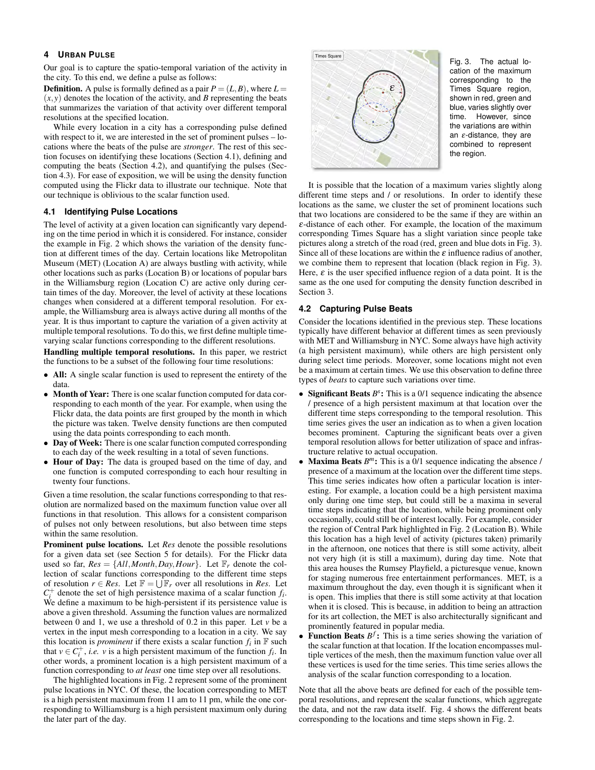## 4 URBAN PULSE

Our goal is to capture the spatio-temporal variation of the activity in the city. To this end, we define a pulse as follows:

**Definition.** A pulse is formally defined as a pair $P = (L, B)$, where $L = (x, y)$ denotes the location of the activity, and $B$ representing the beats that summarizes the variation of that activity over different temporal resolutions at the specified location.

While every location in a city has a corresponding pulse defined with respect to it, we are interested in the set of prominent pulses – locations where the beats of the pulse are *stronger*. The rest of this section focuses on identifying these locations (Section 4.1), defining and computing the beats (Section 4.2), and quantifying the pulses (Section 4.3). For ease of exposition, we will be using the density function computed using the Flickr data to illustrate our technique. Note that our technique is oblivious to the scalar function used.

### 4.1 Identifying Pulse Locations

The level of activity at a given location can significantly vary depending on the time period in which it is considered. For instance, consider the example in Fig. 2 which shows the variation of the density function at different times of the day. Certain locations like Metropolitan Museum (MET) (Location A) are always bustling with activity, while other locations such as parks (Location B) or locations of popular bars in the Williamsburg region (Location C) are active only during certain times of the day. Moreover, the level of activity at these locations changes when considered at a different temporal resolution. For example, the Williamsburg area is always active during all months of the year. It is thus important to capture the variation of a given activity at multiple temporal resolutions. To do this, we first define multiple time-varying scalar functions corresponding to the different resolutions.

**Handling multiple temporal resolutions.** In this paper, we restrict the functions to be a subset of the following four time resolutions:

- **All:** A single scalar function is used to represent the entirety of the data.
- **Month of Year:** There is one scalar function computed for data corresponding to each month of the year. For example, when using the Flickr data, the data points are first grouped by the month in which the picture was taken. Twelve density functions are then computed using the data points corresponding to each month.
- **Day of Week:** There is one scalar function computed corresponding to each day of the week resulting in a total of seven functions.
- **Hour of Day:** The data is grouped based on the time of day, and one function is computed corresponding to each hour resulting in twenty four functions.

Given a time resolution, the scalar functions corresponding to that resolution are normalized based on the maximum function value over all functions in that resolution. This allows for a consistent comparison of pulses not only between resolutions, but also between time steps within the same resolution.

**Prominent pulse locations.** Let *Res* denote the possible resolutions for a given data set (see Section 5 for details). For the Flickr data used so far, $Res = \{All, Month, Day, Hour\}$. Let $\mathbb{F}_r$ denote the collection of scalar functions corresponding to the different time steps of resolution $r \in Res$. Let $\mathbb{F} = \bigcup \mathbb{F}_r$ over all resolutions in *Res*. Let $C_i^+$ denote the set of high persistence maxima of a scalar function $f_i$. We define a maximum to be high-persistent if its persistence value is above a given threshold. Assuming the function values are normalized between 0 and 1, we use a threshold of 0.2 in this paper. Let $v$ be a vertex in the input mesh corresponding to a location in a city. We say this location is *prominent* if there exists a scalar function $f_i$ in $\mathbb{F}$ such that $v \in C_i^+$, *i.e.* $v$ is a high persistent maximum of the function $f_i$. In other words, a prominent location is a high persistent maximum of a function corresponding to *at least* one time step over all resolutions.

The highlighted locations in Fig. 2 represent some of the prominent pulse locations in NYC. Of these, the location corresponding to MET is a high persistent maximum from 11 am to 11 pm, while the one corresponding to Williamsburg is a high persistent maximum only during the later part of the day.

Times Square

$\varepsilon$

Fig. 3. The actual location of the maximum corresponding to the Times Square region, shown in red, green and blue, varies slightly over time. However, since the variations are within an $\varepsilon$-distance, they are combined to represent the region.

It is possible that the location of a maximum varies slightly along different time steps and / or resolutions. In order to identify these locations as the same, we cluster the set of prominent locations such that two locations are considered to be the same if they are within an $\varepsilon$-distance of each other. For example, the location of the maximum corresponding Times Square has a slight variation since people take pictures along a stretch of the road (red, green and blue dots in Fig. 3). Since all of these locations are within the $\varepsilon$ influence radius of another, we combine them to represent that location (black region in Fig. 3). Here, $\varepsilon$ is the user specified influence region of a data point. It is the same as the one used for computing the density function described in Section 3.

### 4.2 Capturing Pulse Beats

Consider the locations identified in the previous step. These locations typically have different behavior at different times as seen previously with MET and Williamsburg in NYC. Some always have high activity (a high persistent maximum), while others are high persistent only during select time periods. Moreover, some locations might not even be a maximum at certain times. We use this observation to define three types of *beats* to capture such variations over time.

- **Significant Beats $B^s$:** This is a 0/1 sequence indicating the absence / presence of a high persistent maximum at that location over the different time steps corresponding to the temporal resolution. This time series gives the user an indication as to when a given location becomes prominent. Capturing the significant beats over a given temporal resolution allows for better utilization of space and infrastructure relative to actual occupation.
- **Maxima Beats $B^m$:** This is a 0/1 sequence indicating the absence / presence of a maximum at the location over the different time steps. This time series indicates how often a particular location is interesting. For example, a location could be a high persistent maxima only during one time step, but could still be a maxima in several time steps indicating that the location, while being prominent only occasionally, could still be of interest locally. For example, consider the region of Central Park highlighted in Fig. 2 (Location B). While this location has a high level of activity (pictures taken) primarily in the afternoon, one notices that there is still some activity, albeit not very high (it is still a maximum), during day time. Note that this area houses the Rumsey Playfield, a picturesque venue, known for staging numerous free entertainment performances. MET, is a maximum throughout the day, even though it is significant when it is open. This implies that there is still some activity at that location when it is closed. This is because, in addition to being an attraction for its art collection, the MET is also architecturally significant and prominently featured in popular media.
- **Function Beats $B^f$:** This is a time series showing the variation of the scalar function at that location. If the location encompasses multiple vertices of the mesh, then the maximum function value over all these vertices is used for the time series. This time series allows the analysis of the scalar function corresponding to a location.

Note that all the above beats are defined for each of the possible temporal resolutions, and represent the scalar functions, which aggregate the data, and not the raw data itself. Fig. 4 shows the different beats corresponding to the locations and time steps shown in Fig. 2.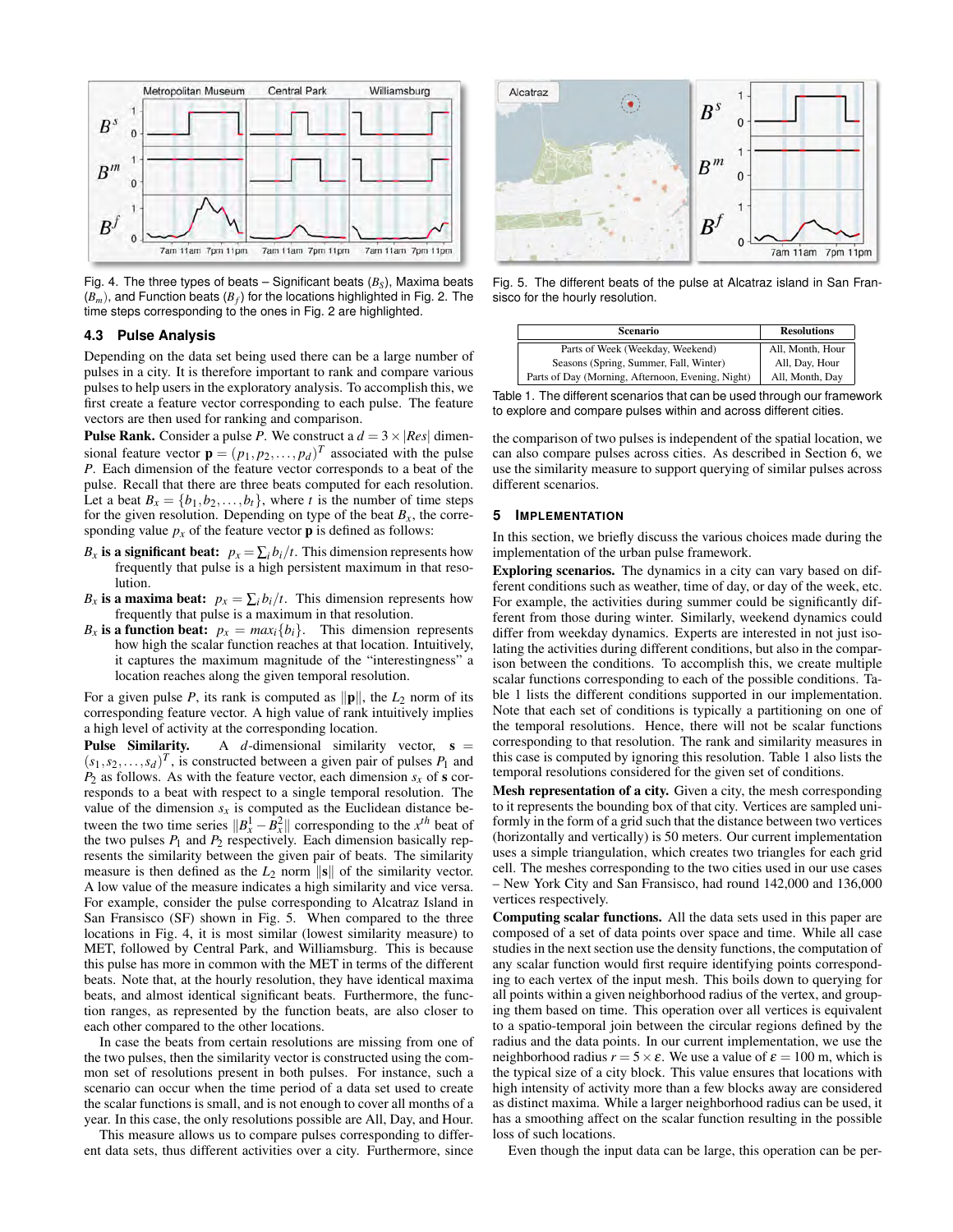Metropolitan Museum

Central Park

Williamsburg

$B^s$

$B^m$

$B^f$

1

0

7am 11am 7pm 11pm

Fig. 4. The three types of beats – Significant beats ($B_S$), Maxima beats ($B_m$), and Function beats ($B_f$) for the locations highlighted in Fig. 2. The time steps corresponding to the ones in Fig. 2 are highlighted.

Alcatraz

$B^s$

$B^m$

$B^f$

1

0

7am 11am 7pm 11pm

Fig. 5. The different beats of the pulse at Alcatraz island in San Francisco for the hourly resolution.

### 4.3 Pulse Analysis

Depending on the data set being used there can be a large number of pulses in a city. It is therefore important to rank and compare various pulses to help users in the exploratory analysis. To accomplish this, we first create a feature vector corresponding to each pulse. The feature vectors are then used for ranking and comparison.

**Pulse Rank.** Consider a pulse $P$. We construct a $d = 3 \times |Res|$ dimensional feature vector $\mathbf{p} = (p_1, p_2, \ldots, p_d)^T$ associated with the pulse $P$. Each dimension of the feature vector corresponds to a beat of the pulse. Recall that there are three beats computed for each resolution. Let a beat $B_x = \{b_1, b_2, \ldots, b_t\}$, where $t$ is the number of time steps for the given resolution. Depending on type of the beat $B_x$, the corresponding value $p_x$ of the feature vector $\mathbf{p}$ is defined as follows:

- $B_x$ **is a significant beat:** $p_x = \sum_i b_i / t$. This dimension represents how frequently that pulse is a high persistent maximum in that resolution.
- $B_x$ **is a maxima beat:** $p_x = \sum_i b_i / t$. This dimension represents how frequently that pulse is a maximum in that resolution.
- $B_x$ **is a function beat:** $p_x = max_i\{b_i\}$. This dimension represents how high the scalar function reaches at that location. Intuitively, it captures the maximum magnitude of the “interestingness” a location reaches along the given temporal resolution.

For a given pulse $P$, its rank is computed as $\|\mathbf{p}\|$, the $L_2$ norm of its corresponding feature vector. A high value of rank intuitively implies a high level of activity at the corresponding location.

**Pulse Similarity.** A $d$-dimensional similarity vector, $\mathbf{s} = (s_1, s_2, \ldots, s_d)^T$, is constructed between a given pair of pulses $P_1$ and $P_2$ as follows. As with the feature vector, each dimension $s_x$ of $\mathbf{s}$ corresponds to a beat with respect to a single temporal resolution. The value of the dimension $s_x$ is computed as the Euclidean distance between the two time series $\|B_x^1 - B_x^2\|$ corresponding to the $x^{th}$ beat of the two pulses $P_1$ and $P_2$ respectively. Each dimension basically represents the similarity between the given pair of beats. The similarity measure is then defined as the $L_2$ norm $\|\mathbf{s}\|$ of the similarity vector. A low value of the measure indicates a high similarity and vice versa. For example, consider the pulse corresponding to Alcatraz Island in San Fransisco (SF) shown in Fig. 5. When compared to the three locations in Fig. 4, it is most similar (lowest similarity measure) to MET, followed by Central Park, and Williamsburg. This is because this pulse has more in common with the MET in terms of the different beats. Note that, at the hourly resolution, they have identical maxima beats, and almost identical significant beats. Furthermore, the function ranges, as represented by the function beats, are also closer to each other compared to the other locations.

In case the beats from certain resolutions are missing from one of the two pulses, then the similarity vector is constructed using the common set of resolutions present in both pulses. For instance, such a scenario can occur when the time period of a data set used to create the scalar functions is small, and is not enough to cover all months of a year. In this case, the only resolutions possible are All, Day, and Hour.

This measure allows us to compare pulses corresponding to different data sets, thus different activities over a city. Furthermore, since the comparison of two pulses is independent of the spatial location, we can also compare pulses across cities. As described in Section 6, we use the similarity measure to support querying of similar pulses across different scenarios.

| Scenario | Resolutions |
|---|---|
| Parts of Week (Weekday, Weekend) | All, Month, Hour |
| Seasons (Spring, Summer, Fall, Winter) | All, Day, Hour |
| Parts of Day (Morning, Afternoon, Evening, Night) | All, Month, Day |

Table 1. The different scenarios that can be used through our framework to explore and compare pulses within and across different cities.

## 5 Implementation

In this section, we briefly discuss the various choices made during the implementation of the urban pulse framework.

**Exploring scenarios.** The dynamics in a city can vary based on different conditions such as weather, time of day, or day of the week, etc. For example, the activities during summer could be significantly different from those during winter. Similarly, weekend dynamics could differ from weekday dynamics. Experts are interested in not just isolating the activities during different conditions, but also in the comparison between the conditions. To accomplish this, we create multiple scalar functions corresponding to each of the possible conditions. Table 1 lists the different conditions supported in our implementation. Note that each set of conditions is typically a partitioning on one of the temporal resolutions. Hence, there will not be scalar functions corresponding to that resolution. The rank and similarity measures in this case is computed by ignoring this resolution. Table 1 also lists the temporal resolutions considered for the given set of conditions.

**Mesh representation of a city.** Given a city, the mesh corresponding to it represents the bounding box of that city. Vertices are sampled uniformly in the form of a grid such that the distance between two vertices (horizontally and vertically) is 50 meters. Our current implementation uses a simple triangulation, which creates two triangles for each grid cell. The meshes corresponding to the two cities used in our use cases – New York City and San Fransisco, had round 142,000 and 136,000 vertices respectively.

**Computing scalar functions.** All the data sets used in this paper are composed of a set of data points over space and time. While all case studies in the next section use the density functions, the computation of any scalar function would first require identifying points corresponding to each vertex of the input mesh. This boils down to querying for all points within a given neighborhood radius of the vertex, and grouping them based on time. This operation over all vertices is equivalent to a spatio-temporal join between the circular regions defined by the radius and the data points. In our current implementation, we use the neighborhood radius $r = 5 \times \varepsilon$. We use a value of $\varepsilon = 100$ m, which is the typical size of a city block. This value ensures that locations with high intensity of activity more than a few blocks away are considered as distinct maxima. While a larger neighborhood radius can be used, it has a smoothing affect on the scalar function resulting in the possible loss of such locations.

Even though the input data can be large, this operation can be per-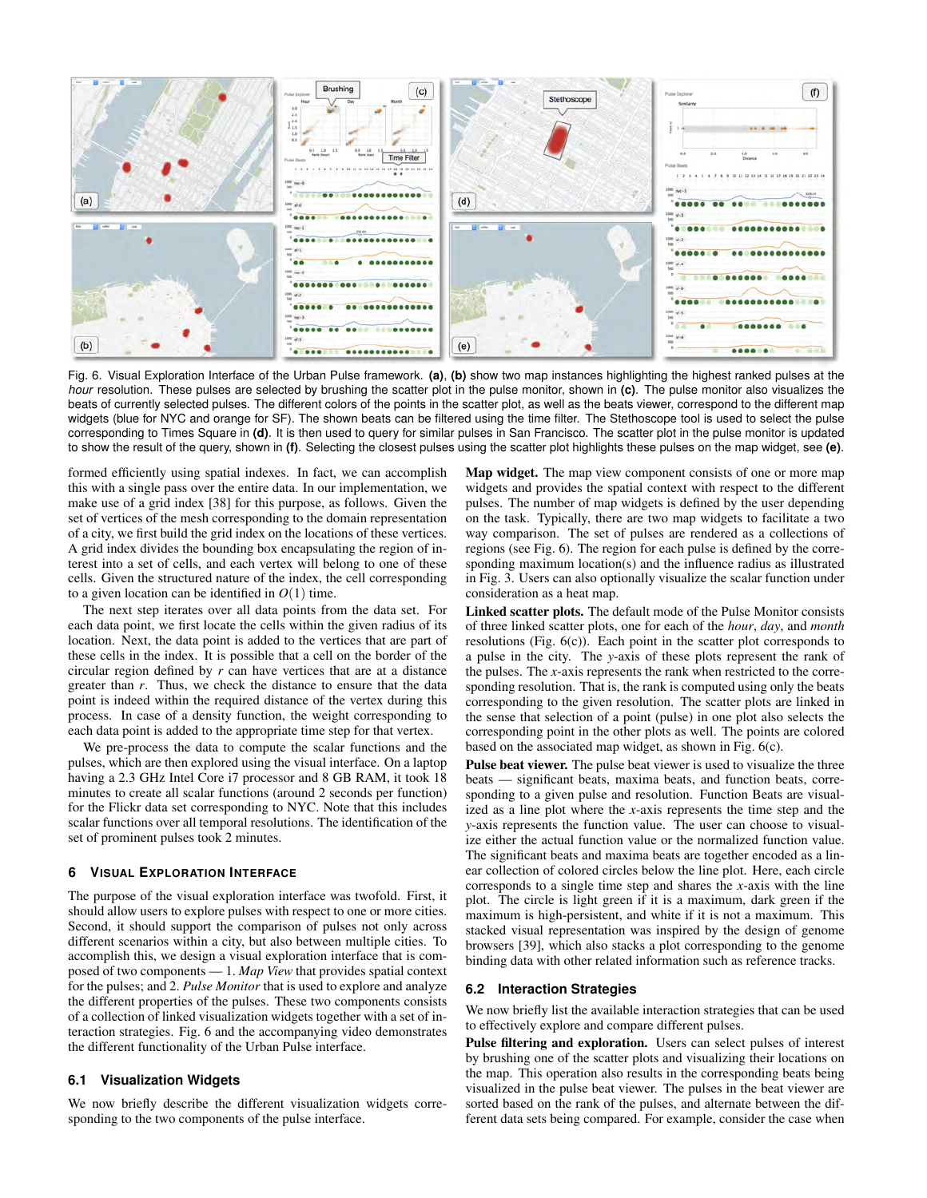Fig. 6. Visual Exploration Interface of the Urban Pulse framework. **(a)**, **(b)** show two map instances highlighting the highest ranked pulses at the *hour* resolution. These pulses are selected by brushing the scatter plot in the pulse monitor, shown in **(c)**. The pulse monitor also visualizes the beats of currently selected pulses. The different colors of the points in the scatter plot, as well as the beats viewer, correspond to the different map widgets (blue for NYC and orange for SF). The shown beats can be filtered using the time filter. The Stethoscope tool is used to select the pulse corresponding to Times Square in **(d)**. It is then used to query for similar pulses in San Francisco. The scatter plot in the pulse monitor is updated to show the result of the query, shown in **(f)**. Selecting the closest pulses using the scatter plot highlights these pulses on the map widget, see **(e)**.

formed efficiently using spatial indexes. In fact, we can accomplish this with a single pass over the entire data. In our implementation, we make use of a grid index [38] for this purpose, as follows. Given the set of vertices of the mesh corresponding to the domain representation of a city, we first build the grid index on the locations of these vertices. A grid index divides the bounding box encapsulating the region of interest into a set of cells, and each vertex will belong to one of these cells. Given the structured nature of the index, the cell corresponding to a given location can be identified in $O(1)$ time.

The next step iterates over all data points from the data set. For each data point, we first locate the cells within the given radius of its location. Next, the data point is added to the vertices that are part of these cells in the index. It is possible that a cell on the border of the circular region defined by $r$ can have vertices that are at a distance greater than $r$. Thus, we check the distance to ensure that the data point is indeed within the required distance of the vertex during this process. In case of a density function, the weight corresponding to each data point is added to the appropriate time step for that vertex.

We pre-process the data to compute the scalar functions and the pulses, which are then explored using the visual interface. On a laptop having a 2.3 GHz Intel Core i7 processor and 8 GB RAM, it took 18 minutes to create all scalar functions (around 2 seconds per function) for the Flickr data set corresponding to NYC. Note that this includes scalar functions over all temporal resolutions. The identification of the set of prominent pulses took 2 minutes.

## 6 Visual Exploration Interface

The purpose of the visual exploration interface was twofold. First, it should allow users to explore pulses with respect to one or more cities. Second, it should support the comparison of pulses not only across different scenarios within a city, but also between multiple cities. To accomplish this, we design a visual exploration interface that is composed of two components — 1. *Map View* that provides spatial context for the pulses; and 2. *Pulse Monitor* that is used to explore and analyze the different properties of the pulses. These two components consists of a collection of linked visualization widgets together with a set of interaction strategies. Fig. 6 and the accompanying video demonstrates the different functionality of the Urban Pulse interface.

### 6.1 Visualization Widgets

We now briefly describe the different visualization widgets corresponding to the two components of the pulse interface.

**Map widget.** The map view component consists of one or more map widgets and provides the spatial context with respect to the different pulses. The number of map widgets is defined by the user depending on the task. Typically, there are two map widgets to facilitate a two way comparison. The set of pulses are rendered as a collections of regions (see Fig. 6). The region for each pulse is defined by the corresponding maximum location(s) and the influence radius as illustrated in Fig. 3. Users can also optionally visualize the scalar function under consideration as a heat map.

**Linked scatter plots.** The default mode of the Pulse Monitor consists of three linked scatter plots, one for each of the *hour*, *day*, and *month* resolutions (Fig. 6(c)). Each point in the scatter plot corresponds to a pulse in the city. The *y*-axis of these plots represent the rank of the pulses. The *x*-axis represents the rank when restricted to the corresponding resolution. That is, the rank is computed using only the beats corresponding to the given resolution. The scatter plots are linked in the sense that selection of a point (pulse) in one plot also selects the corresponding point in the other plots as well. The points are colored based on the associated map widget, as shown in Fig. 6(c).

**Pulse beat viewer.** The pulse beat viewer is used to visualize the three beats — significant beats, maxima beats, and function beats, corresponding to a given pulse and resolution. Function Beats are visualized as a line plot where the *x*-axis represents the time step and the *y*-axis represents the function value. The user can choose to visualize either the actual function value or the normalized function value. The significant beats and maxima beats are together encoded as a linear collection of colored circles below the line plot. Here, each circle corresponds to a single time step and shares the *x*-axis with the line plot. The circle is light green if it is a maximum, dark green if the maximum is high-persistent, and white if it is not a maximum. This stacked visual representation was inspired by the design of genome browsers [39], which also stacks a plot corresponding to the genome binding data with other related information such as reference tracks.

### 6.2 Interaction Strategies

We now briefly list the available interaction strategies that can be used to effectively explore and compare different pulses.

**Pulse filtering and exploration.** Users can select pulses of interest by brushing one of the scatter plots and visualizing their locations on the map. This operation also results in the corresponding beats being visualized in the pulse beat viewer. The pulses in the beat viewer are sorted based on the rank of the pulses, and alternate between the different data sets being compared. For example, consider the case when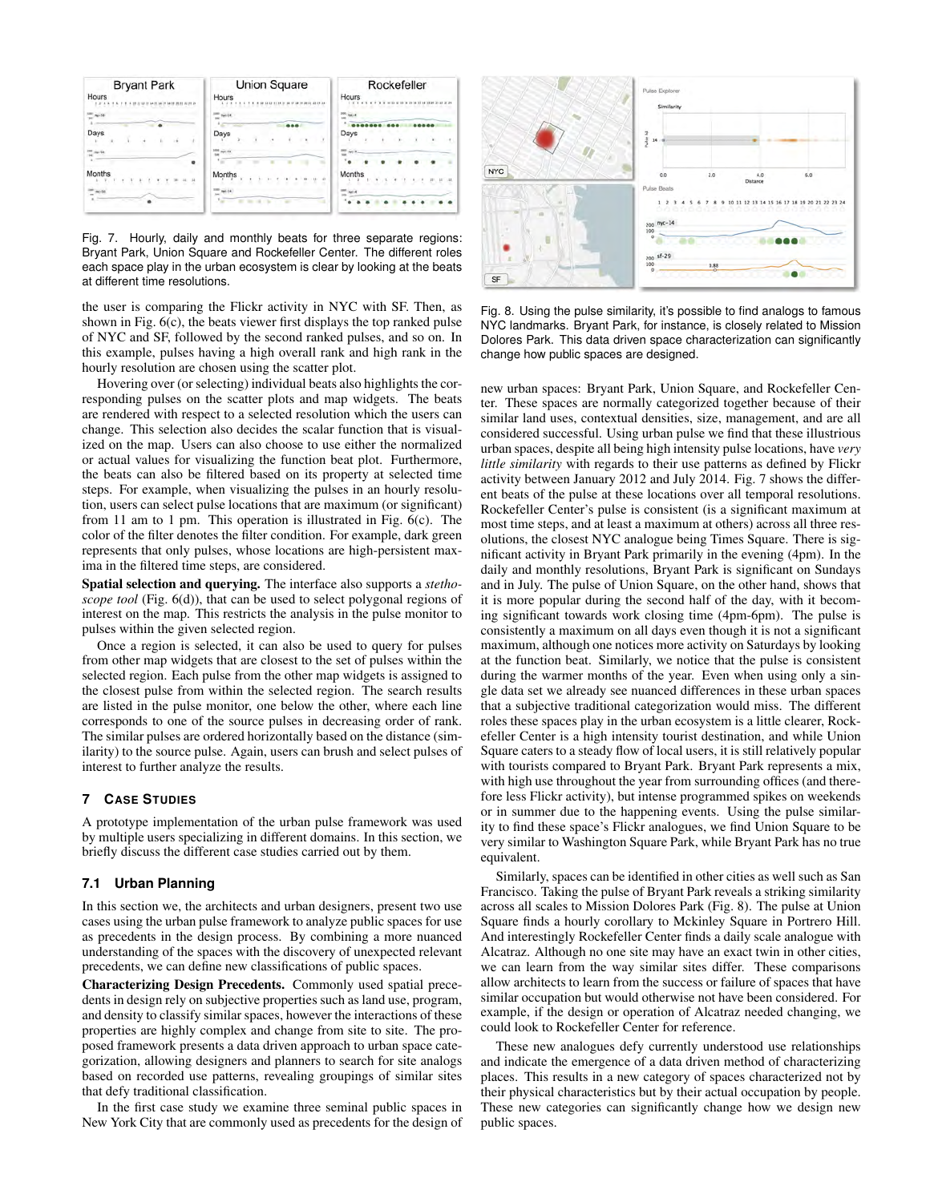Fig. 7. Hourly, daily and monthly beats for three separate regions: Bryant Park, Union Square and Rockefeller Center. The different roles each space play in the urban ecosystem is clear by looking at the beats at different time resolutions.

the user is comparing the Flickr activity in NYC with SF. Then, as shown in Fig. 6(c), the beats viewer first displays the top ranked pulse of NYC and SF, followed by the second ranked pulses, and so on. In this example, pulses having a high overall rank and high rank in the hourly resolution are chosen using the scatter plot.

Hovering over (or selecting) individual beats also highlights the corresponding pulses on the scatter plots and map widgets. The beats are rendered with respect to a selected resolution which the users can change. This selection also decides the scalar function that is visualized on the map. Users can also choose to use either the normalized or actual values for visualizing the function beat plot. Furthermore, the beats can also be filtered based on its property at selected time steps. For example, when visualizing the pulses in an hourly resolution, users can select pulse locations that are maximum (or significant) from 11 am to 1 pm. This operation is illustrated in Fig. 6(c). The color of the filter denotes the filter condition. For example, dark green represents that only pulses, whose locations are high-persistent maxima in the filtered time steps, are considered.

**Spatial selection and querying.** The interface also supports a *stethoscope tool* (Fig. 6(d)), that can be used to select polygonal regions of interest on the map. This restricts the analysis in the pulse monitor to pulses within the given selected region.

Once a region is selected, it can also be used to query for pulses from other map widgets that are closest to the set of pulses within the selected region. Each pulse from the other map widgets is assigned to the closest pulse from within the selected region. The search results are listed in the pulse monitor, one below the other, where each line corresponds to one of the source pulses in decreasing order of rank. The similar pulses are ordered horizontally based on the distance (similarity) to the source pulse. Again, users can brush and select pulses of interest to further analyze the results.

## 7 Case Studies

A prototype implementation of the urban pulse framework was used by multiple users specializing in different domains. In this section, we briefly discuss the different case studies carried out by them.

### 7.1 Urban Planning

In this section we, the architects and urban designers, present two use cases using the urban pulse framework to analyze public spaces for use as precedents in the design process. By combining a more nuanced understanding of the spaces with the discovery of unexpected relevant precedents, we can define new classifications of public spaces.

**Characterizing Design Precedents.** Commonly used spatial precedents in design rely on subjective properties such as land use, program, and density to classify similar spaces, however the interactions of these properties are highly complex and change from site to site. The proposed framework presents a data driven approach to urban space categorization, allowing designers and planners to search for site analogs based on recorded use patterns, revealing groupings of similar sites that defy traditional classification.

In the first case study we examine three seminal public spaces in New York City that are commonly used as precedents for the design of new urban spaces: Bryant Park, Union Square, and Rockefeller Center. These spaces are normally categorized together because of their similar land uses, contextual densities, size, management, and are all considered successful. Using urban pulse we find that these illustrious urban spaces, despite all being high intensity pulse locations, have *very little similarity* with regards to their use patterns as defined by Flickr activity between January 2012 and July 2014. Fig. 7 shows the different beats of the pulse at these locations over all temporal resolutions. Rockefeller Center's pulse is consistent (is a significant maximum at most time steps, and at least a maximum at others) across all three resolutions, the closest NYC analogue being Times Square. There is significant activity in Bryant Park primarily in the evening (4pm). In the daily and monthly resolutions, Bryant Park is significant on Sundays and in July. The pulse of Union Square, on the other hand, shows that it is more popular during the second half of the day, with it becoming significant towards work closing time (4pm-6pm). The pulse is consistently a maximum on all days even though it is not a significant maximum, although one notices more activity on Saturdays by looking at the function beat. Similarly, we notice that the pulse is consistent during the warmer months of the year. Even when using only a single data set we already see nuanced differences in these urban spaces that a subjective traditional categorization would miss. The different roles these spaces play in the urban ecosystem is a little clearer, Rockefeller Center is a high intensity tourist destination, and while Union Square caters to a steady flow of local users, it is still relatively popular with tourists compared to Bryant Park. Bryant Park represents a mix, with high use throughout the year from surrounding offices (and therefore less Flickr activity), but intense programmed spikes on weekends or in summer due to the happening events. Using the pulse similarity to find these space's Flickr analogues, we find Union Square to be very similar to Washington Square Park, while Bryant Park has no true equivalent.

Similarly, spaces can be identified in other cities as well such as San Francisco. Taking the pulse of Bryant Park reveals a striking similarity across all scales to Mission Dolores Park (Fig. 8). The pulse at Union Square finds a hourly corollary to Mckinley Square in Portrero Hill. And interestingly Rockefeller Center finds a daily scale analogue with Alcatraz. Although no one site may have an exact twin in other cities, we can learn from the way similar sites differ. These comparisons allow architects to learn from the success or failure of spaces that have similar occupation but would otherwise not have been considered. For example, if the design or operation of Alcatraz needed changing, we could look to Rockefeller Center for reference.

Fig. 8. Using the pulse similarity, it's possible to find analogs to famous NYC landmarks. Bryant Park, for instance, is closely related to Mission Dolores Park. This data driven space characterization can significantly change how public spaces are designed.

These new analogues defy currently understood use relationships and indicate the emergence of a data driven method of characterizing places. This results in a new category of spaces characterized not by their physical characteristics but by their actual occupation by people. These new categories can significantly change how we design new public spaces.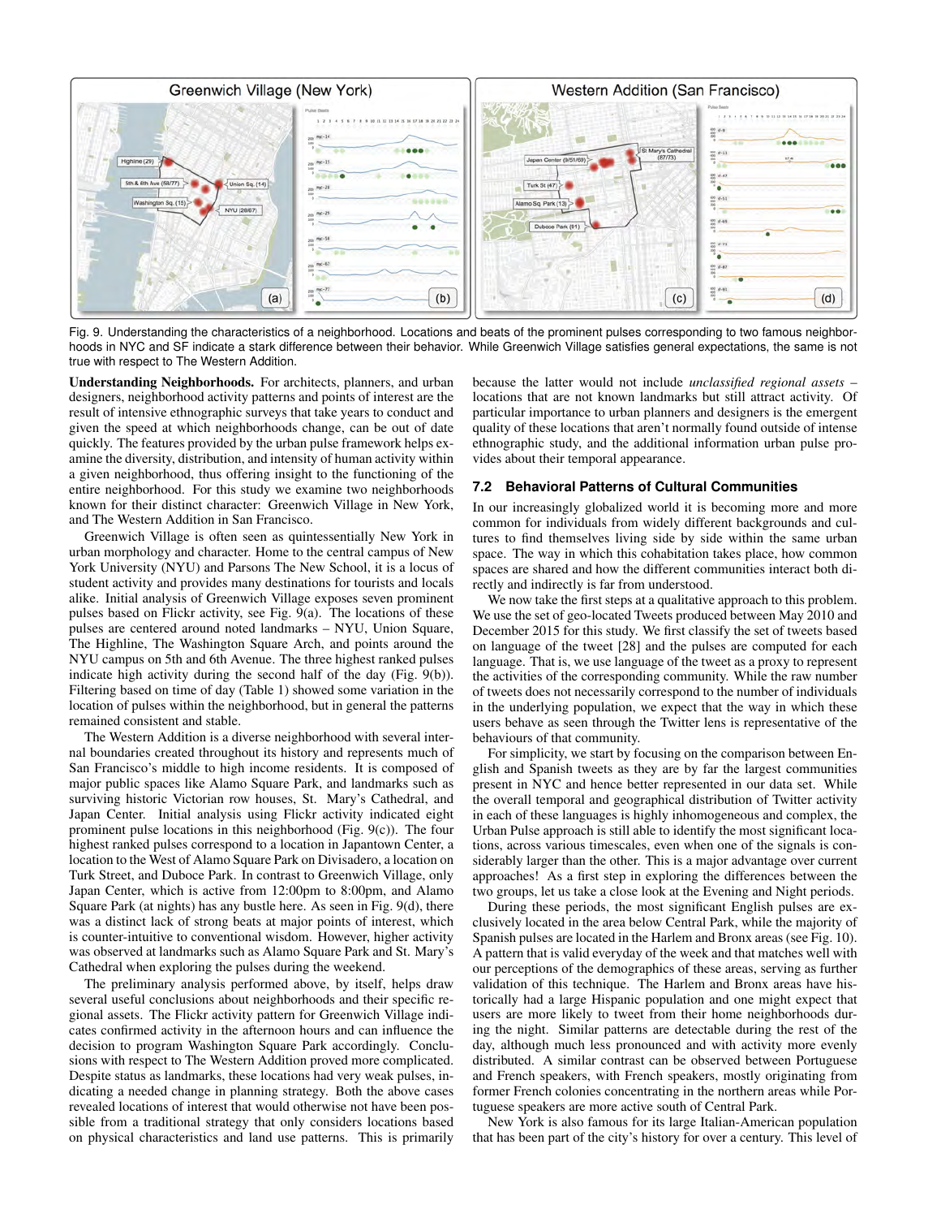Fig. 9. Understanding the characteristics of a neighborhood. Locations and beats of the prominent pulses corresponding to two famous neighborhoods in NYC and SF indicate a stark difference between their behavior. While Greenwich Village satisfies general expectations, the same is not true with respect to The Western Addition.

**Understanding Neighborhoods.** For architects, planners, and urban designers, neighborhood activity patterns and points of interest are the result of intensive ethnographic surveys that take years to conduct and given the speed at which neighborhoods change, can be out of date quickly. The features provided by the urban pulse framework helps examine the diversity, distribution, and intensity of human activity within a given neighborhood, thus offering insight to the functioning of the entire neighborhood. For this study we examine two neighborhoods known for their distinct character: Greenwich Village in New York, and The Western Addition in San Francisco.

Greenwich Village is often seen as quintessentially New York in urban morphology and character. Home to the central campus of New York University (NYU) and Parsons The New School, it is a locus of student activity and provides many destinations for tourists and locals alike. Initial analysis of Greenwich Village exposes seven prominent pulses based on Flickr activity, see Fig. 9(a). The locations of these pulses are centered around noted landmarks – NYU, Union Square, The Highline, The Washington Square Arch, and points around the NYU campus on 5th and 6th Avenue. The three highest ranked pulses indicate high activity during the second half of the day (Fig. 9(b)). Filtering based on time of day (Table 1) showed some variation in the location of pulses within the neighborhood, but in general the patterns remained consistent and stable.

The Western Addition is a diverse neighborhood with several internal boundaries created throughout its history and represents much of San Francisco's middle to high income residents. It is composed of major public spaces like Alamo Square Park, and landmarks such as surviving historic Victorian row houses, St. Mary's Cathedral, and Japan Center. Initial analysis using Flickr activity indicated eight prominent pulse locations in this neighborhood (Fig. 9(c)). The four highest ranked pulses correspond to a location in Japantown Center, a location to the West of Alamo Square Park on Divisadero, a location on Turk Street, and Duboce Park. In contrast to Greenwich Village, only Japan Center, which is active from 12:00pm to 8:00pm, and Alamo Square Park (at nights) has any bustle here. As seen in Fig. 9(d), there was a distinct lack of strong beats at major points of interest, which is counter-intuitive to conventional wisdom. However, higher activity was observed at landmarks such as Alamo Square Park and St. Mary's Cathedral when exploring the pulses during the weekend.

The preliminary analysis performed above, by itself, helps draw several useful conclusions about neighborhoods and their specific regional assets. The Flickr activity pattern for Greenwich Village indicates confirmed activity in the afternoon hours and can influence the decision to program Washington Square Park accordingly. Conclusions with respect to The Western Addition proved more complicated. Despite status as landmarks, these locations had very weak pulses, indicating a needed change in planning strategy. Both the above cases revealed locations of interest that would otherwise not have been possible from a traditional strategy that only considers locations based on physical characteristics and land use patterns. This is primarily because the latter would not include *unclassified regional assets* – locations that are not known landmarks but still attract activity. Of particular importance to urban planners and designers is the emergent quality of these locations that aren't normally found outside of intense ethnographic study, and the additional information urban pulse provides about their temporal appearance.

### 7.2 Behavioral Patterns of Cultural Communities

In our increasingly globalized world it is becoming more and more common for individuals from widely different backgrounds and cultures to find themselves living side by side within the same urban space. The way in which this cohabitation takes place, how common spaces are shared and how the different communities interact both directly and indirectly is far from understood.

We now take the first steps at a qualitative approach to this problem. We use the set of geo-located Tweets produced between May 2010 and December 2015 for this study. We first classify the set of tweets based on language of the tweet [28] and the pulses are computed for each language. That is, we use language of the tweet as a proxy to represent the activities of the corresponding community. While the raw number of tweets does not necessarily correspond to the number of individuals in the underlying population, we expect that the way in which these users behave as seen through the Twitter lens is representative of the behaviours of that community.

For simplicity, we start by focusing on the comparison between English and Spanish tweets as they are by far the largest communities present in NYC and hence better represented in our data set. While the overall temporal and geographical distribution of Twitter activity in each of these languages is highly inhomogeneous and complex, the Urban Pulse approach is still able to identify the most significant locations, across various timescales, even when one of the signals is considerably larger than the other. This is a major advantage over current approaches! As a first step in exploring the differences between the two groups, let us take a close look at the Evening and Night periods.

During these periods, the most significant English pulses are exclusively located in the area below Central Park, while the majority of Spanish pulses are located in the Harlem and Bronx areas (see Fig. 10). A pattern that is valid everyday of the week and that matches well with our perceptions of the demographics of these areas, serving as further validation of this technique. The Harlem and Bronx areas have historically had a large Hispanic population and one might expect that users are more likely to tweet from their home neighborhoods during the night. Similar patterns are detectable during the rest of the day, although much less pronounced and with activity more evenly distributed. A similar contrast can be observed between Portuguese and French speakers, with French speakers, mostly originating from former French colonies concentrating in the northern areas while Portuguese speakers are more active south of Central Park.

New York is also famous for its large Italian-American population that has been part of the city's history for over a century. This level of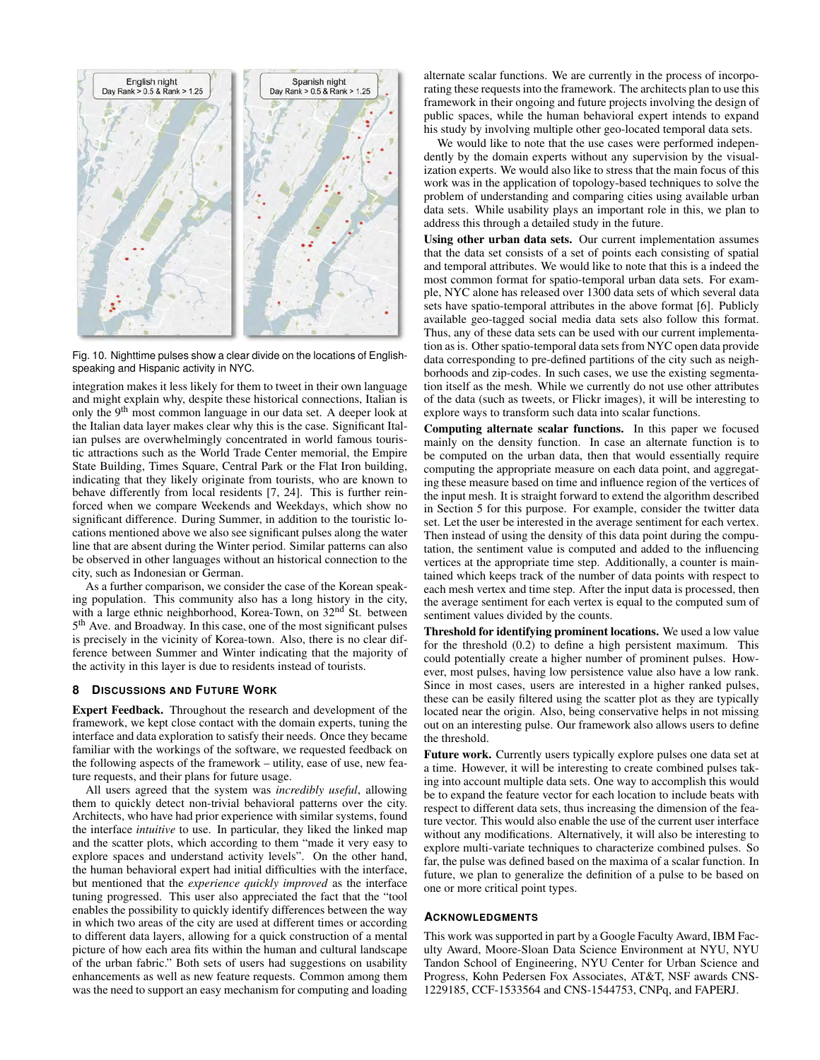Fig. 10. Nighttime pulses show a clear divide on the locations of English-speaking and Hispanic activity in NYC.

integration makes it less likely for them to tweet in their own language and might explain why, despite these historical connections, Italian is only the 9th most common language in our data set. A deeper look at the Italian data layer makes clear why this is the case. Significant Italian pulses are overwhelmingly concentrated in world famous touristic attractions such as the World Trade Center memorial, the Empire State Building, Times Square, Central Park or the Flat Iron building, indicating that they likely originate from tourists, who are known to behave differently from local residents [7, 24]. This is further reinforced when we compare Weekends and Weekdays, which show no significant difference. During Summer, in addition to the touristic locations mentioned above we also see significant pulses along the water line that are absent during the Winter period. Similar patterns can also be observed in other languages without an historical connection to the city, such as Indonesian or German.

As a further comparison, we consider the case of the Korean speaking population. This community also has a long history in the city, with a large ethnic neighborhood, Korea-Town, on 32nd St. between 5th Ave. and Broadway. In this case, one of the most significant pulses is precisely in the vicinity of Korea-town. Also, there is no clear difference between Summer and Winter indicating that the majority of the activity in this layer is due to residents instead of tourists.

## 8 Discussions and Future Work

**Expert Feedback.** Throughout the research and development of the framework, we kept close contact with the domain experts, tuning the interface and data exploration to satisfy their needs. Once they became familiar with the workings of the software, we requested feedback on the following aspects of the framework – utility, ease of use, new feature requests, and their plans for future usage.

All users agreed that the system was *incredibly useful*, allowing them to quickly detect non-trivial behavioral patterns over the city. Architects, who have had prior experience with similar systems, found the interface *intuitive* to use. In particular, they liked the linked map and the scatter plots, which according to them "made it very easy to explore spaces and understand activity levels". On the other hand, the human behavioral expert had initial difficulties with the interface, but mentioned that the *experience quickly improved* as the interface tuning progressed. This user also appreciated the fact that the "tool enables the possibility to quickly identify differences between the way in which two areas of the city are used at different times or according to different data layers, allowing for a quick construction of a mental picture of how each area fits within the human and cultural landscape of the urban fabric." Both sets of users had suggestions on usability enhancements as well as new feature requests. Common among them was the need to support an easy mechanism for computing and loading alternate scalar functions. We are currently in the process of incorporating these requests into the framework. The architects plan to use this framework in their ongoing and future projects involving the design of public spaces, while the human behavioral expert intends to expand his study by involving multiple other geo-located temporal data sets.

We would like to note that the use cases were performed independently by the domain experts without any supervision by the visualization experts. We would also like to stress that the main focus of this work was in the application of topology-based techniques to solve the problem of understanding and comparing cities using available urban data sets. While usability plays an important role in this, we plan to address this through a detailed study in the future.

**Using other urban data sets.** Our current implementation assumes that the data set consists of a set of points each consisting of spatial and temporal attributes. We would like to note that this is a indeed the most common format for spatio-temporal urban data sets. For example, NYC alone has released over 1300 data sets of which several data sets have spatio-temporal attributes in the above format [6]. Publicly available geo-tagged social media data sets also follow this format. Thus, any of these data sets can be used with our current implementation as is. Other spatio-temporal data sets from NYC open data provide data corresponding to pre-defined partitions of the city such as neighborhoods and zip-codes. In such cases, we use the existing segmentation itself as the mesh. While we currently do not use other attributes of the data (such as tweets, or Flickr images), it will be interesting to explore ways to transform such data into scalar functions.

**Computing alternate scalar functions.** In this paper we focused mainly on the density function. In case an alternate function is to be computed on the urban data, then that would essentially require computing the appropriate measure on each data point, and aggregating these measure based on time and influence region of the vertices of the input mesh. It is straight forward to extend the algorithm described in Section 5 for this purpose. For example, consider the twitter data set. Let the user be interested in the average sentiment for each vertex. Then instead of using the density of this data point during the computation, the sentiment value is computed and added to the influencing vertices at the appropriate time step. Additionally, a counter is maintained which keeps track of the number of data points with respect to each mesh vertex and time step. After the input data is processed, then the average sentiment for each vertex is equal to the computed sum of sentiment values divided by the counts.

**Threshold for identifying prominent locations.** We used a low value for the threshold (0.2) to define a high persistent maximum. This could potentially create a higher number of prominent pulses. However, most pulses, having low persistence value also have a low rank. Since in most cases, users are interested in a higher ranked pulses, these can be easily filtered using the scatter plot as they are typically located near the origin. Also, being conservative helps in not missing out on an interesting pulse. Our framework also allows users to define the threshold.

**Future work.** Currently users typically explore pulses one data set at a time. However, it will be interesting to create combined pulses taking into account multiple data sets. One way to accomplish this would be to expand the feature vector for each location to include beats with respect to different data sets, thus increasing the dimension of the feature vector. This would also enable the use of the current user interface without any modifications. Alternatively, it will also be interesting to explore multi-variate techniques to characterize combined pulses. So far, the pulse was defined based on the maxima of a scalar function. In future, we plan to generalize the definition of a pulse to be based on one or more critical point types.

## Acknowledgments

This work was supported in part by a Google Faculty Award, IBM Faculty Award, Moore-Sloan Data Science Environment at NYU, NYU Tandon School of Engineering, NYU Center for Urban Science and Progress, Kohn Pedersen Fox Associates, AT&T, NSF awards CNS-1229185, CCF-1533564 and CNS-1544753, CNPq, and FAPERJ.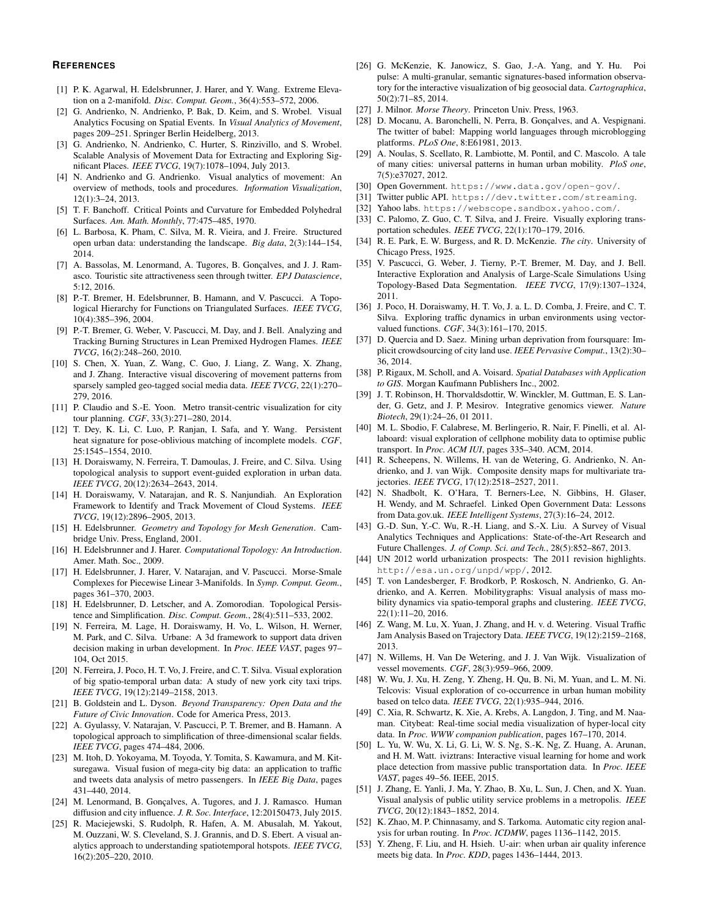## REFERENCES

[1] P. K. Agarwal, H. Edelsbrunner, J. Harer, and Y. Wang. Extreme Elevation on a 2-manifold. *Disc. Comput. Geom.*, 36(4):553–572, 2006.

[2] G. Andrienko, N. Andrienko, P. Bak, D. Keim, and S. Wrobel. Visual Analytics Focusing on Spatial Events. In *Visual Analytics of Movement*, pages 209–251. Springer Berlin Heidelberg, 2013.

[3] G. Andrienko, N. Andrienko, C. Hurter, S. Rinzivillo, and S. Wrobel. Scalable Analysis of Movement Data for Extracting and Exploring Significant Places. *IEEE TVCG*, 19(7):1078–1094, July 2013.

[4] N. Andrienko and G. Andrienko. Visual analytics of movement: An overview of methods, tools and procedures. *Information Visualization*, 12(1):3–24, 2013.

[5] T. F. Banchoff. Critical Points and Curvature for Embedded Polyhedral Surfaces. *Am. Math. Monthly*, 77:475–485, 1970.

[6] L. Barbosa, K. Pham, C. Silva, M. R. Vieira, and J. Freire. Structured open urban data: understanding the landscape. *Big data*, 2(3):144–154, 2014.

[7] A. Bassolas, M. Lenormand, A. Tugores, B. Gonçalves, and J. J. Ramasco. Touristic site attractiveness seen through twitter. *EPJ Datascience*, 5:12, 2016.

[8] P.-T. Bremer, H. Edelsbrunner, B. Hamann, and V. Pascucci. A Topological Hierarchy for Functions on Triangulated Surfaces. *IEEE TVCG*, 10(4):385–396, 2004.

[9] P.-T. Bremer, G. Weber, V. Pascucci, M. Day, and J. Bell. Analyzing and Tracking Burning Structures in Lean Premixed Hydrogen Flames. *IEEE TVCG*, 16(2):248–260, 2010.

[10] S. Chen, X. Yuan, Z. Wang, C. Guo, J. Liang, Z. Wang, X. Zhang, and J. Zhang. Interactive visual discovering of movement patterns from sparsely sampled geo-tagged social media data. *IEEE TVCG*, 22(1):270–279, 2016.

[11] P. Claudio and S.-E. Yoon. Metro transit-centric visualization for city tour planning. *CGF*, 33(3):271–280, 2014.

[12] T. Dey, K. Li, C. Luo, P. Ranjan, I. Safa, and Y. Wang. Persistent heat signature for pose-oblivious matching of incomplete models. *CGF*, 25:1545–1554, 2010.

[13] H. Doraiswamy, N. Ferreira, T. Damoulas, J. Freire, and C. Silva. Using topological analysis to support event-guided exploration in urban data. *IEEE TVCG*, 20(12):2634–2643, 2014.

[14] H. Doraiswamy, V. Natarajan, and R. S. Nanjundiah. An Exploration Framework to Identify and Track Movement of Cloud Systems. *IEEE TVCG*, 19(12):2896–2905, 2013.

[15] H. Edelsbrunner. *Geometry and Topology for Mesh Generation*. Cambridge Univ. Press, England, 2001.

[16] H. Edelsbrunner and J. Harer. *Computational Topology: An Introduction*. Amer. Math. Soc., 2009.

[17] H. Edelsbrunner, J. Harer, V. Natarajan, and V. Pascucci. Morse-Smale Complexes for Piecewise Linear 3-Manifolds. In *Symp. Comput. Geom.*, pages 361–370, 2003.

[18] H. Edelsbrunner, D. Letscher, and A. Zomorodian. Topological Persistence and Simplification. *Disc. Comput. Geom.*, 28(4):511–533, 2002.

[19] N. Ferreira, M. Lage, H. Doraiswamy, H. Vo, L. Wilson, H. Werner, M. Park, and C. Silva. Urbane: A 3d framework to support data driven decision making in urban development. In *Proc. IEEE VAST*, pages 97–104, Oct 2015.

[20] N. Ferreira, J. Poco, H. T. Vo, J. Freire, and C. T. Silva. Visual exploration of big spatio-temporal urban data: A study of new york city taxi trips. *IEEE TVCG*, 19(12):2149–2158, 2013.

[21] B. Goldstein and L. Dyson. *Beyond Transparency: Open Data and the Future of Civic Innovation*. Code for America Press, 2013.

[22] A. Gyulassy, V. Natarajan, V. Pascucci, P. T. Bremer, and B. Hamann. A topological approach to simplification of three-dimensional scalar fields. *IEEE TVCG*, pages 474–484, 2006.

[23] M. Itoh, D. Yokoyama, M. Toyoda, Y. Tomita, S. Kawamura, and M. Kitsuregawa. Visual fusion of mega-city big data: an application to traffic and tweets data analysis of metro passengers. In *IEEE Big Data*, pages 431–440, 2014.

[24] M. Lenormand, B. Gonçalves, A. Tugores, and J. J. Ramasco. Human diffusion and city influence. *J. R. Soc. Interface*, 12:20150473, July 2015.

[25] R. Maciejewski, S. Rudolph, R. Hafen, A. M. Abusalah, M. Yakout, M. Ouzzani, W. S. Cleveland, S. J. Grannis, and D. S. Ebert. A visual analytics approach to understanding spatiotemporal hotspots. *IEEE TVCG*, 16(2):205–220, 2010.

[26] G. McKenzie, K. Janowicz, S. Gao, J.-A. Yang, and Y. Hu. Poi pulse: A multi-granular, semantic signatures-based information observatory for the interactive visualization of big geosocial data. *Cartographica*, 50(2):71–85, 2014.

[27] J. Milnor. *Morse Theory*. Princeton Univ. Press, 1963.

[28] D. Mocanu, A. Baronchelli, N. Perra, B. Gonçalves, and A. Vespignani. The twitter of babel: Mapping world languages through microblogging platforms. *PLoS One*, 8:E61981, 2013.

[29] A. Noulas, S. Scellato, R. Lambiotte, M. Pontil, and C. Mascolo. A tale of many cities: universal patterns in human urban mobility. *PloS one*, 7(5):e37027, 2012.

[30] Open Government. `https://www.data.gov/open-gov/`.

[31] Twitter public API. `https://dev.twitter.com/streaming`.

[32] Yahoo labs. `https://webscope.sandbox.yahoo.com/`.

[33] C. Palomo, Z. Guo, C. T. Silva, and J. Freire. Visually exploring transportation schedules. *IEEE TVCG*, 22(1):170–179, 2016.

[34] R. E. Park, E. W. Burgess, and R. D. McKenzie. *The city*. University of Chicago Press, 1925.

[35] V. Pascucci, G. Weber, J. Tierny, P.-T. Bremer, M. Day, and J. Bell. Interactive Exploration and Analysis of Large-Scale Simulations Using Topology-Based Data Segmentation. *IEEE TVCG*, 17(9):1307–1324, 2011.

[36] J. Poco, H. Doraiswamy, H. T. Vo, J. a. L. D. Comba, J. Freire, and C. T. Silva. Exploring traffic dynamics in urban environments using vector-valued functions. *CGF*, 34(3):161–170, 2015.

[37] D. Quercia and D. Saez. Mining urban deprivation from foursquare: Implicit crowdsourcing of city land use. *IEEE Pervasive Comput.*, 13(2):30–36, 2014.

[38] P. Rigaux, M. Scholl, and A. Voisard. *Spatial Databases with Application to GIS*. Morgan Kaufmann Publishers Inc., 2002.

[39] J. T. Robinson, H. Thorvaldsdottir, W. Winckler, M. Guttman, E. S. Lander, G. Getz, and J. P. Mesirov. Integrative genomics viewer. *Nature Biotech*, 29(1):24–26, 01 2011.

[40] M. L. Sbodio, F. Calabrese, M. Berlingerio, R. Nair, F. Pinelli, et al. Allaboard: visual exploration of cellphone mobility data to optimise public transport. In *Proc. ACM IUI*, pages 335–340. ACM, 2014.

[41] R. Scheepens, N. Willems, H. van de Wetering, G. Andrienko, N. Andrienko, and J. van Wijk. Composite density maps for multivariate trajectories. *IEEE TVCG*, 17(12):2518–2527, 2011.

[42] N. Shadbolt, K. O'Hara, T. Berners-Lee, N. Gibbins, H. Glaser, H. Wendy, and M. Schraefel. Linked Open Government Data: Lessons from Data.gov.uk. *IEEE Intelligent Systems*, 27(3):16–24, 2012.

[43] G.-D. Sun, Y.-C. Wu, R.-H. Liang, and S.-X. Liu. A Survey of Visual Analytics Techniques and Applications: State-of-the-Art Research and Future Challenges. *J. of Comp. Sci. and Tech.*, 28(5):852–867, 2013.

[44] UN 2012 world urbanization prospects: The 2011 revision highlights. `http://esa.un.org/unpd/wpp/`, 2012.

[45] T. von Landesberger, F. Brodkorb, P. Roskosch, N. Andrienko, G. Andrienko, and A. Kerren. Mobilitygraphs: Visual analysis of mass mobility dynamics via spatio-temporal graphs and clustering. *IEEE TVCG*, 22(1):11–20, 2016.

[46] Z. Wang, M. Lu, X. Yuan, J. Zhang, and H. v. d. Wetering. Visual Traffic Jam Analysis Based on Trajectory Data. *IEEE TVCG*, 19(12):2159–2168, 2013.

[47] N. Willems, H. Van De Wetering, and J. J. Van Wijk. Visualization of vessel movements. *CGF*, 28(3):959–966, 2009.

[48] W. Wu, J. Xu, H. Zeng, Y. Zheng, H. Qu, B. Ni, M. Yuan, and L. M. Ni. Telcovis: Visual exploration of co-occurrence in urban human mobility based on telco data. *IEEE TVCG*, 22(1):935–944, 2016.

[49] C. Xia, R. Schwartz, K. Xie, A. Krebs, A. Langdon, J. Ting, and M. Naaman. Citybeat: Real-time social media visualization of hyper-local city data. In *Proc. WWW companion publication*, pages 167–170, 2014.

[50] L. Yu, W. Wu, X. Li, G. Li, W. S. Ng, S.-K. Ng, Z. Huang, A. Arunan, and H. M. Watt. iviztrans: Interactive visual learning for home and work place detection from massive public transportation data. In *Proc. IEEE VAST*, pages 49–56. IEEE, 2015.

[51] J. Zhang, E. Yanli, J. Ma, Y. Zhao, B. Xu, L. Sun, J. Chen, and X. Yuan. Visual analysis of public utility service problems in a metropolis. *IEEE TVCG*, 20(12):1843–1852, 2014.

[52] K. Zhao, M. P. Chinnasamy, and S. Tarkoma. Automatic city region analysis for urban routing. In *Proc. ICDMW*, pages 1136–1142, 2015.

[53] Y. Zheng, F. Liu, and H. Hsieh. U-air: when urban air quality inference meets big data. In *Proc. KDD*, pages 1436–1444, 2013.